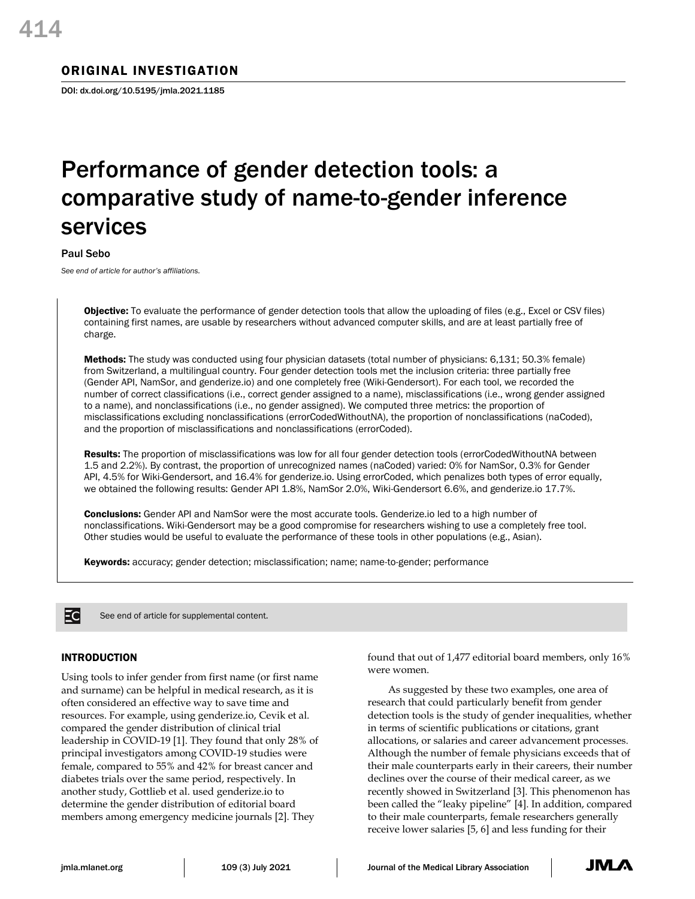ORIGINAL INVESTIGATION

DOI: dx.doi.org/10.5195/jmla.2021.1185

# Performance of gender detection tools: a comparative study of name-to-gender inference services

Paul Sebo

*See end of article for author's affiliations.*

**Objective:** To evaluate the performance of gender detection tools that allow the uploading of files (e.g., Excel or CSV files) containing first names, are usable by researchers without advanced computer skills, and are at least partially free of charge.

**Methods:** The study was conducted using four physician datasets (total number of physicians: 6,131; 50.3% female) from Switzerland, a multilingual country. Four gender detection tools met the inclusion criteria: three partially free (Gender API, NamSor, and genderize.io) and one completely free (Wiki-Gendersort). For each tool, we recorded the number of correct classifications (i.e., correct gender assigned to a name), misclassifications (i.e., wrong gender assigned to a name), and nonclassifications (i.e., no gender assigned). We computed three metrics: the proportion of misclassifications excluding nonclassifications (errorCodedWithoutNA), the proportion of nonclassifications (naCoded), and the proportion of misclassifications and nonclassifications (errorCoded).

**Results:** The proportion of misclassifications was low for all four gender detection tools (errorCodedWithoutNA between 1.5 and 2.2%). By contrast, the proportion of unrecognized names (naCoded) varied: 0% for NamSor, 0.3% for Gender API, 4.5% for Wiki-Gendersort, and 16.4% for genderize.io. Using errorCoded, which penalizes both types of error equally, we obtained the following results: Gender API 1.8%, NamSor 2.0%, Wiki-Gendersort 6.6%, and genderize.io 17.7%.

**Conclusions:** Gender API and NamSor were the most accurate tools. Genderize.io led to a high number of nonclassifications. Wiki-Gendersort may be a good compromise for researchers wishing to use a completely free tool. Other studies would be useful to evaluate the performance of these tools in other populations (e.g., Asian).

**Keywords:** accuracy; gender detection; misclassification; name; name-to-gender; performance

See end of article for supplemental content.

## INTRODUCTION

Using tools to infer gender from first name (or first name and surname) can be helpful in medical research, as it is often considered an effective way to save time and resources. For example, using genderize.io, Cevik et al. compared the gender distribution of clinical trial leadership in COVID-19 [1]. They found that only 28% of principal investigators among COVID-19 studies were female, compared to 55% and 42% for breast cancer and diabetes trials over the same period, respectively. In another study, Gottlieb et al. used genderize.io to determine the gender distribution of editorial board members among emergency medicine journals [2]. They found that out of 1,477 editorial board members, only 16% were women.

As suggested by these two examples, one area of research that could particularly benefit from gender detection tools is the study of gender inequalities, whether in terms of scientific publications or citations, grant allocations, or salaries and career advancement processes. Although the number of female physicians exceeds that of their male counterparts early in their careers, their number declines over the course of their medical career, as we recently showed in Switzerland [3]. This phenomenon has been called the "leaky pipeline" [4]. In addition, compared to their male counterparts, female researchers generally receive lower salaries [5, 6] and less funding for their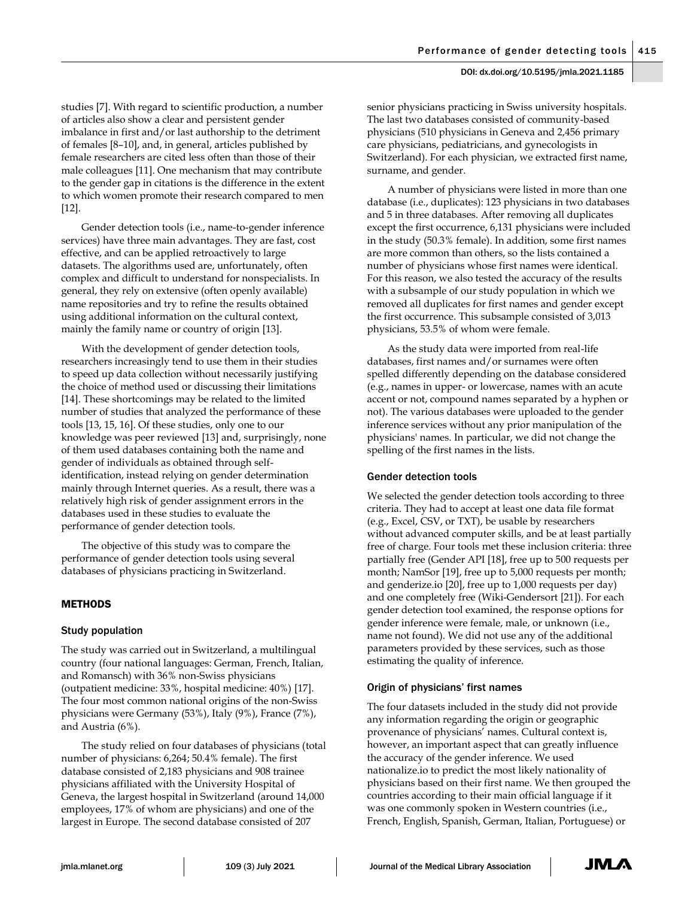studies [7]. With regard to scientific production, a number of articles also show a clear and persistent gender imbalance in first and/or last authorship to the detriment of females [8–10], and, in general, articles published by female researchers are cited less often than those of their male colleagues [11]. One mechanism that may contribute to the gender gap in citations is the difference in the extent to which women promote their research compared to men [12].

Gender detection tools (i.e., name-to-gender inference services) have three main advantages. They are fast, cost effective, and can be applied retroactively to large datasets. The algorithms used are, unfortunately, often complex and difficult to understand for nonspecialists. In general, they rely on extensive (often openly available) name repositories and try to refine the results obtained using additional information on the cultural context, mainly the family name or country of origin [13].

With the development of gender detection tools, researchers increasingly tend to use them in their studies to speed up data collection without necessarily justifying the choice of method used or discussing their limitations [14]. These shortcomings may be related to the limited number of studies that analyzed the performance of these tools [13, 15, 16]. Of these studies, only one to our knowledge was peer reviewed [13] and, surprisingly, none of them used databases containing both the name and gender of individuals as obtained through self-identification, instead relying on gender determination mainly through Internet queries. As a result, there was a relatively high risk of gender assignment errors in the databases used in these studies to evaluate the performance of gender detection tools.

The objective of this study was to compare the performance of gender detection tools using several databases of physicians practicing in Switzerland.

## METHODS

### Study population

The study was carried out in Switzerland, a multilingual country (four national languages: German, French, Italian, and Romansch) with 36% non-Swiss physicians (outpatient medicine: 33%, hospital medicine: 40%) [17]. The four most common national origins of the non-Swiss physicians were Germany (53%), Italy (9%), France (7%), and Austria (6%).

The study relied on four databases of physicians (total number of physicians: 6,264; 50.4% female). The first database consisted of 2,183 physicians and 908 trainee physicians affiliated with the University Hospital of Geneva, the largest hospital in Switzerland (around 14,000 employees, 17% of whom are physicians) and one of the largest in Europe. The second database consisted of 207 senior physicians practicing in Swiss university hospitals. The last two databases consisted of community-based physicians (510 physicians in Geneva and 2,456 primary care physicians, pediatricians, and gynecologists in Switzerland). For each physician, we extracted first name, surname, and gender.

A number of physicians were listed in more than one database (i.e., duplicates): 123 physicians in two databases and 5 in three databases. After removing all duplicates except the first occurrence, 6,131 physicians were included in the study (50.3% female). In addition, some first names are more common than others, so the lists contained a number of physicians whose first names were identical. For this reason, we also tested the accuracy of the results with a subsample of our study population in which we removed all duplicates for first names and gender except the first occurrence. This subsample consisted of 3,013 physicians, 53.5% of whom were female.

As the study data were imported from real-life databases, first names and/or surnames were often spelled differently depending on the database considered (e.g., names in upper- or lowercase, names with an acute accent or not, compound names separated by a hyphen or not). The various databases were uploaded to the gender inference services without any prior manipulation of the physicians' names. In particular, we did not change the spelling of the first names in the lists.

### Gender detection tools

We selected the gender detection tools according to three criteria. They had to accept at least one data file format (e.g., Excel, CSV, or TXT), be usable by researchers without advanced computer skills, and be at least partially free of charge. Four tools met these inclusion criteria: three partially free (Gender API [18], free up to 500 requests per month; NamSor [19], free up to 5,000 requests per month; and genderize.io [20], free up to 1,000 requests per day) and one completely free (Wiki-Gendersort [21]). For each gender detection tool examined, the response options for gender inference were female, male, or unknown (i.e., name not found). We did not use any of the additional parameters provided by these services, such as those estimating the quality of inference.

### Origin of physicians' first names

The four datasets included in the study did not provide any information regarding the origin or geographic provenance of physicians' names. Cultural context is, however, an important aspect that can greatly influence the accuracy of the gender inference. We used nationalize.io to predict the most likely nationality of physicians based on their first name. We then grouped the countries according to their main official language if it was one commonly spoken in Western countries (i.e., French, English, Spanish, German, Italian, Portuguese) or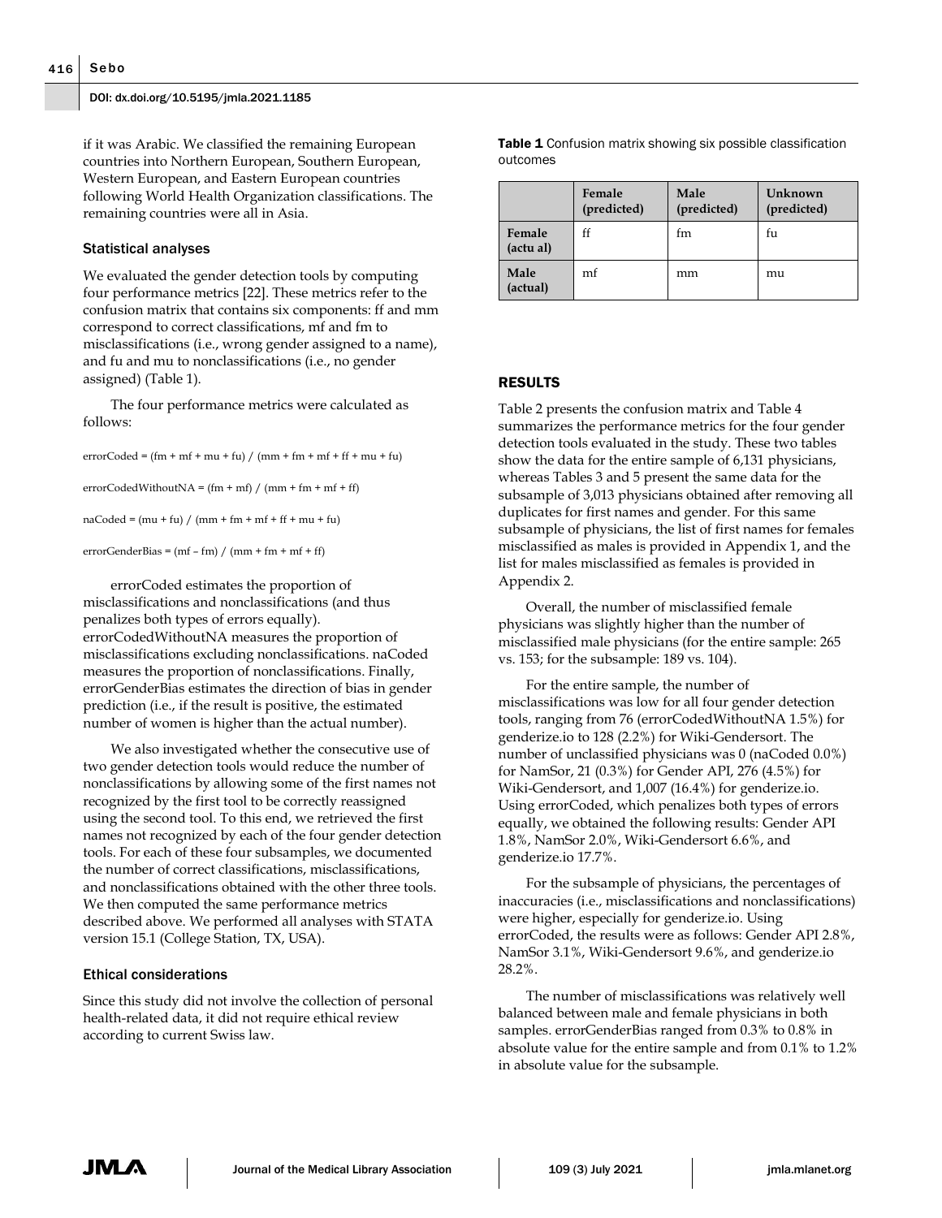if it was Arabic. We classified the remaining European countries into Northern European, Southern European, Western European, and Eastern European countries following World Health Organization classifications. The remaining countries were all in Asia.

### Statistical analyses

We evaluated the gender detection tools by computing four performance metrics [22]. These metrics refer to the confusion matrix that contains six components: ff and mm correspond to correct classifications, mf and fm to misclassifications (i.e., wrong gender assigned to a name), and fu and mu to nonclassifications (i.e., no gender assigned) (Table 1).

The four performance metrics were calculated as follows:

errorCoded = (fm + mf + mu + fu) / (mm + fm + mf + ff + mu + fu)

errorCodedWithoutNA = (fm + mf) / (mm + fm + mf + ff)

naCoded = (mu + fu) / (mm + fm + mf + ff + mu + fu)

errorGenderBias = (mf – fm) / (mm + fm + mf + ff)

errorCoded estimates the proportion of misclassifications and nonclassifications (and thus penalizes both types of errors equally). errorCodedWithoutNA measures the proportion of misclassifications excluding nonclassifications. naCoded measures the proportion of nonclassifications. Finally, errorGenderBias estimates the direction of bias in gender prediction (i.e., if the result is positive, the estimated number of women is higher than the actual number).

We also investigated whether the consecutive use of two gender detection tools would reduce the number of nonclassifications by allowing some of the first names not recognized by the first tool to be correctly reassigned using the second tool. To this end, we retrieved the first names not recognized by each of the four gender detection tools. For each of these four subsamples, we documented the number of correct classifications, misclassifications, and nonclassifications obtained with the other three tools. We then computed the same performance metrics described above. We performed all analyses with STATA version 15.1 (College Station, TX, USA).

### Ethical considerations

Since this study did not involve the collection of personal health-related data, it did not require ethical review according to current Swiss law.

**Table 1** Confusion matrix showing six possible classification outcomes

| | Female (predicted) | Male (predicted) | Unknown (predicted) |
|---|---|---|---|
| **Female (actu al)** | ff | fm | fu |
| **Male (actual)** | mf | mm | mu |

## RESULTS

Table 2 presents the confusion matrix and Table 4 summarizes the performance metrics for the four gender detection tools evaluated in the study. These two tables show the data for the entire sample of 6,131 physicians, whereas Tables 3 and 5 present the same data for the subsample of 3,013 physicians obtained after removing all duplicates for first names and gender. For this same subsample of physicians, the list of first names for females misclassified as males is provided in Appendix 1, and the list for males misclassified as females is provided in Appendix 2.

Overall, the number of misclassified female physicians was slightly higher than the number of misclassified male physicians (for the entire sample: 265 vs. 153; for the subsample: 189 vs. 104).

For the entire sample, the number of misclassifications was low for all four gender detection tools, ranging from 76 (errorCodedWithoutNA 1.5%) for genderize.io to 128 (2.2%) for Wiki-Gendersort. The number of unclassified physicians was 0 (naCoded 0.0%) for NamSor, 21 (0.3%) for Gender API, 276 (4.5%) for Wiki-Gendersort, and 1,007 (16.4%) for genderize.io. Using errorCoded, which penalizes both types of errors equally, we obtained the following results: Gender API 1.8%, NamSor 2.0%, Wiki-Gendersort 6.6%, and genderize.io 17.7%.

For the subsample of physicians, the percentages of inaccuracies (i.e., misclassifications and nonclassifications) were higher, especially for genderize.io. Using errorCoded, the results were as follows: Gender API 2.8%, NamSor 3.1%, Wiki-Gendersort 9.6%, and genderize.io 28.2%.

The number of misclassifications was relatively well balanced between male and female physicians in both samples. errorGenderBias ranged from 0.3% to 0.8% in absolute value for the entire sample and from 0.1% to 1.2% in absolute value for the subsample.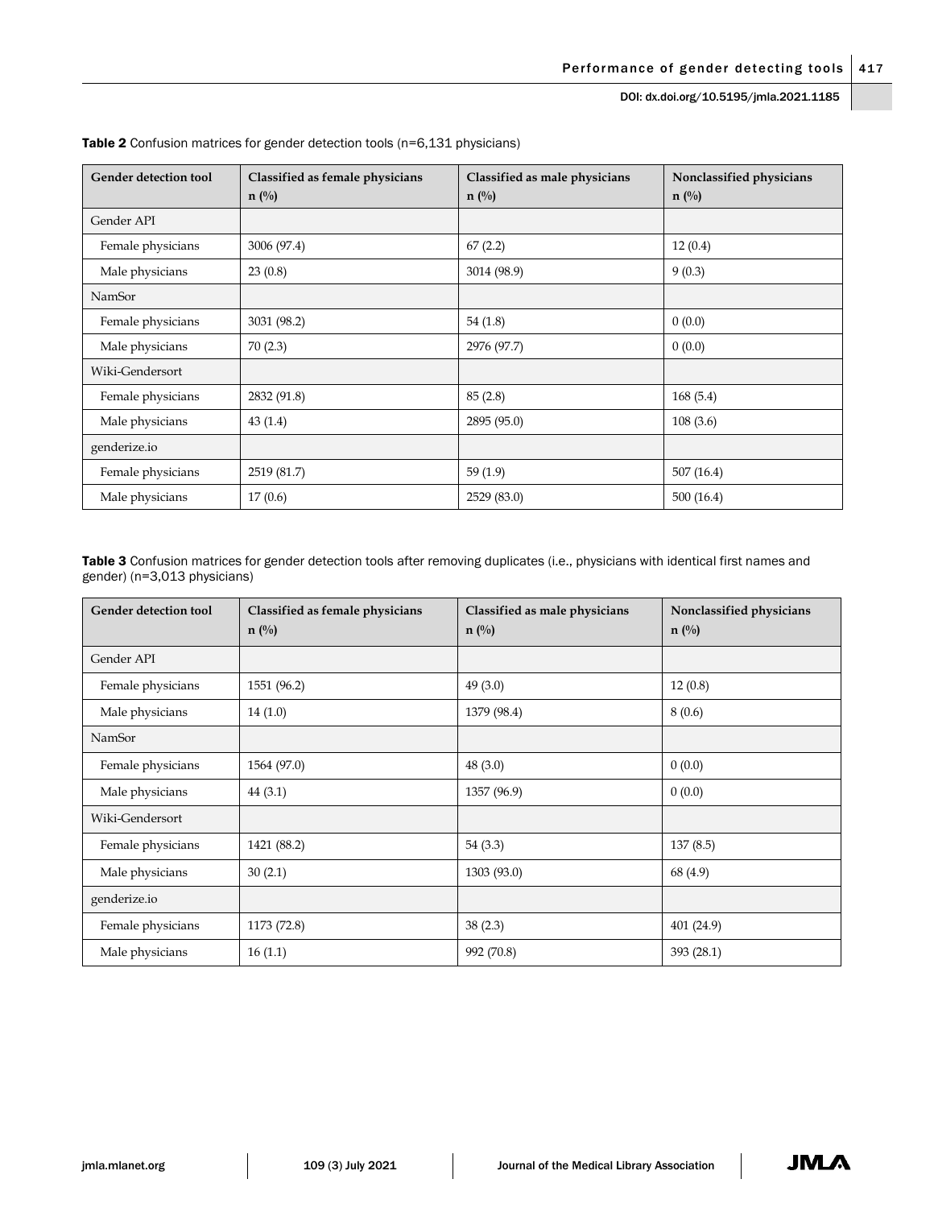**Table 2** Confusion matrices for gender detection tools (n=6,131 physicians)

| Gender detection tool | Classified as female physicians n (%) | Classified as male physicians n (%) | Nonclassified physicians n (%) |
|---|---|---|---|
| Gender API | | | |
| Female physicians | 3006 (97.4) | 67 (2.2) | 12 (0.4) |
| Male physicians | 23 (0.8) | 3014 (98.9) | 9 (0.3) |
| NamSor | | | |
| Female physicians | 3031 (98.2) | 54 (1.8) | 0 (0.0) |
| Male physicians | 70 (2.3) | 2976 (97.7) | 0 (0.0) |
| Wiki-Gendersort | | | |
| Female physicians | 2832 (91.8) | 85 (2.8) | 168 (5.4) |
| Male physicians | 43 (1.4) | 2895 (95.0) | 108 (3.6) |
| genderize.io | | | |
| Female physicians | 2519 (81.7) | 59 (1.9) | 507 (16.4) |
| Male physicians | 17 (0.6) | 2529 (83.0) | 500 (16.4) |

**Table 3** Confusion matrices for gender detection tools after removing duplicates (i.e., physicians with identical first names and gender) (n=3,013 physicians)

| Gender detection tool | Classified as female physicians n (%) | Classified as male physicians n (%) | Nonclassified physicians n (%) |
|---|---|---|---|
| Gender API | | | |
| Female physicians | 1551 (96.2) | 49 (3.0) | 12 (0.8) |
| Male physicians | 14 (1.0) | 1379 (98.4) | 8 (0.6) |
| NamSor | | | |
| Female physicians | 1564 (97.0) | 48 (3.0) | 0 (0.0) |
| Male physicians | 44 (3.1) | 1357 (96.9) | 0 (0.0) |
| Wiki-Gendersort | | | |
| Female physicians | 1421 (88.2) | 54 (3.3) | 137 (8.5) |
| Male physicians | 30 (2.1) | 1303 (93.0) | 68 (4.9) |
| genderize.io | | | |
| Female physicians | 1173 (72.8) | 38 (2.3) | 401 (24.9) |
| Male physicians | 16 (1.1) | 992 (70.8) | 393 (28.1) |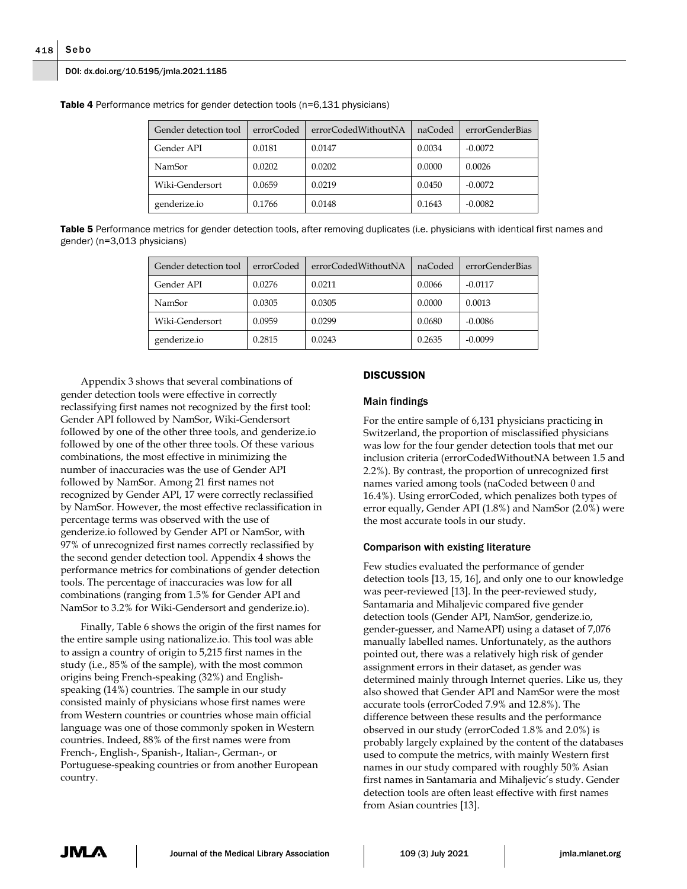**Table 4** Performance metrics for gender detection tools (n=6,131 physicians)

| Gender detection tool | errorCoded | errorCodedWithoutNA | naCoded | errorGenderBias |
| --- | --- | --- | --- | --- |
| Gender API | 0.0181 | 0.0147 | 0.0034 | -0.0072 |
| NamSor | 0.0202 | 0.0202 | 0.0000 | 0.0026 |
| Wiki-Gendersort | 0.0659 | 0.0219 | 0.0450 | -0.0072 |
| genderize.io | 0.1766 | 0.0148 | 0.1643 | -0.0082 |

**Table 5** Performance metrics for gender detection tools, after removing duplicates (i.e. physicians with identical first names and gender) (n=3,013 physicians)

| Gender detection tool | errorCoded | errorCodedWithoutNA | naCoded | errorGenderBias |
| --- | --- | --- | --- | --- |
| Gender API | 0.0276 | 0.0211 | 0.0066 | -0.0117 |
| NamSor | 0.0305 | 0.0305 | 0.0000 | 0.0013 |
| Wiki-Gendersort | 0.0959 | 0.0299 | 0.0680 | -0.0086 |
| genderize.io | 0.2815 | 0.0243 | 0.2635 | -0.0099 |

Appendix 3 shows that several combinations of gender detection tools were effective in correctly reclassifying first names not recognized by the first tool: Gender API followed by NamSor, Wiki-Gendersort followed by one of the other three tools, and genderize.io followed by one of the other three tools. Of these various combinations, the most effective in minimizing the number of inaccuracies was the use of Gender API followed by NamSor. Among 21 first names not recognized by Gender API, 17 were correctly reclassified by NamSor. However, the most effective reclassification in percentage terms was observed with the use of genderize.io followed by Gender API or NamSor, with 97% of unrecognized first names correctly reclassified by the second gender detection tool. Appendix 4 shows the performance metrics for combinations of gender detection tools. The percentage of inaccuracies was low for all combinations (ranging from 1.5% for Gender API and NamSor to 3.2% for Wiki-Gendersort and genderize.io).

Finally, Table 6 shows the origin of the first names for the entire sample using nationalize.io. This tool was able to assign a country of origin to 5,215 first names in the study (i.e., 85% of the sample), with the most common origins being French-speaking (32%) and English-speaking (14%) countries. The sample in our study consisted mainly of physicians whose first names were from Western countries or countries whose main official language was one of those commonly spoken in Western countries. Indeed, 88% of the first names were from French-, English-, Spanish-, Italian-, German-, or Portuguese-speaking countries or from another European country.

## DISCUSSION

### Main findings

For the entire sample of 6,131 physicians practicing in Switzerland, the proportion of misclassified physicians was low for the four gender detection tools that met our inclusion criteria (errorCodedWithoutNA between 1.5 and 2.2%). By contrast, the proportion of unrecognized first names varied among tools (naCoded between 0 and 16.4%). Using errorCoded, which penalizes both types of error equally, Gender API (1.8%) and NamSor (2.0%) were the most accurate tools in our study.

### Comparison with existing literature

Few studies evaluated the performance of gender detection tools [13, 15, 16], and only one to our knowledge was peer-reviewed [13]. In the peer-reviewed study, Santamaria and Mihaljevic compared five gender detection tools (Gender API, NamSor, genderize.io, gender-guesser, and NameAPI) using a dataset of 7,076 manually labelled names. Unfortunately, as the authors pointed out, there was a relatively high risk of gender assignment errors in their dataset, as gender was determined mainly through Internet queries. Like us, they also showed that Gender API and NamSor were the most accurate tools (errorCoded 7.9% and 12.8%). The difference between these results and the performance observed in our study (errorCoded 1.8% and 2.0%) is probably largely explained by the content of the databases used to compute the metrics, with mainly Western first names in our study compared with roughly 50% Asian first names in Santamaria and Mihaljevic's study. Gender detection tools are often least effective with first names from Asian countries [13].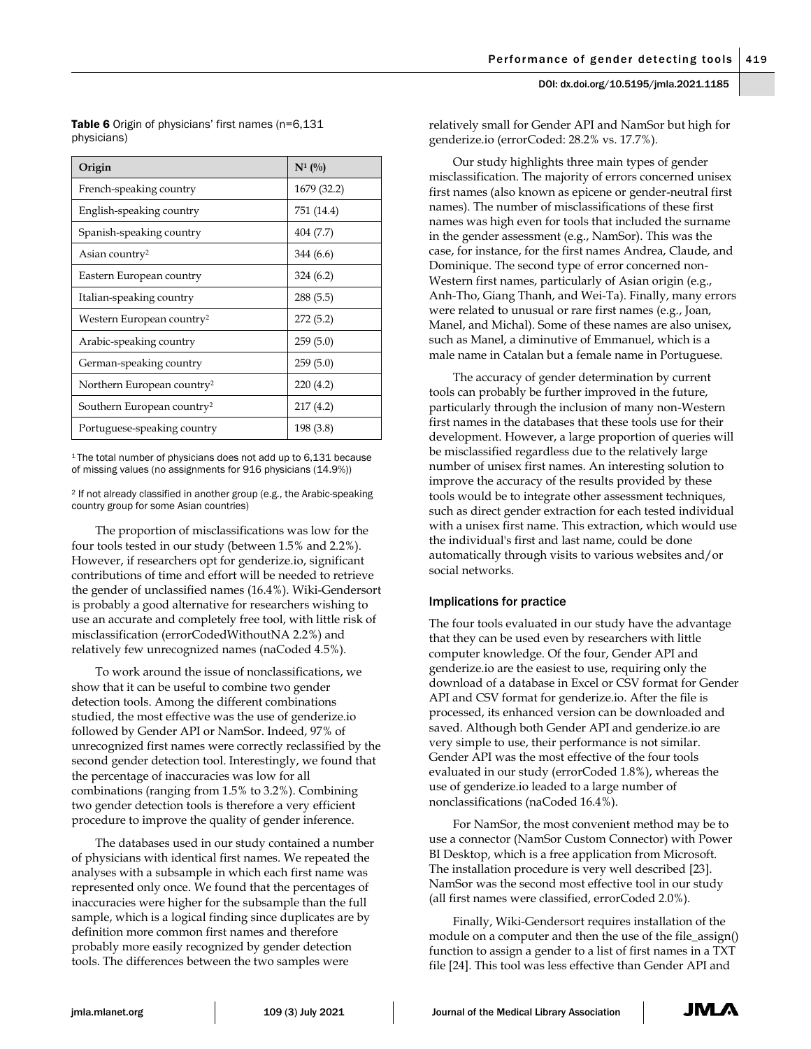**Table 6** Origin of physicians' first names (n=6,131 physicians)

| Origin | N[1] (%) |
|---|---|
| French-speaking country | 1679 (32.2) |
| English-speaking country | 751 (14.4) |
| Spanish-speaking country | 404 (7.7) |
| Asian country[2] | 344 (6.6) |
| Eastern European country | 324 (6.2) |
| Italian-speaking country | 288 (5.5) |
| Western European country[2] | 272 (5.2) |
| Arabic-speaking country | 259 (5.0) |
| German-speaking country | 259 (5.0) |
| Northern European country[2] | 220 (4.2) |
| Southern European country[2] | 217 (4.2) |
| Portuguese-speaking country | 198 (3.8) |

[1] The total number of physicians does not add up to 6,131 because of missing values (no assignments for 916 physicians (14.9%))

[2] If not already classified in another group (e.g., the Arabic-speaking country group for some Asian countries)

The proportion of misclassifications was low for the four tools tested in our study (between 1.5% and 2.2%). However, if researchers opt for genderize.io, significant contributions of time and effort will be needed to retrieve the gender of unclassified names (16.4%). Wiki-Gendersort is probably a good alternative for researchers wishing to use an accurate and completely free tool, with little risk of misclassification (errorCodedWithoutNA 2.2%) and relatively few unrecognized names (naCoded 4.5%).

To work around the issue of nonclassifications, we show that it can be useful to combine two gender detection tools. Among the different combinations studied, the most effective was the use of genderize.io followed by Gender API or NamSor. Indeed, 97% of unrecognized first names were correctly reclassified by the second gender detection tool. Interestingly, we found that the percentage of inaccuracies was low for all combinations (ranging from 1.5% to 3.2%). Combining two gender detection tools is therefore a very efficient procedure to improve the quality of gender inference.

The databases used in our study contained a number of physicians with identical first names. We repeated the analyses with a subsample in which each first name was represented only once. We found that the percentages of inaccuracies were higher for the subsample than the full sample, which is a logical finding since duplicates are by definition more common first names and therefore probably more easily recognized by gender detection tools. The differences between the two samples were relatively small for Gender API and NamSor but high for genderize.io (errorCoded: 28.2% vs. 17.7%).

Our study highlights three main types of gender misclassification. The majority of errors concerned unisex first names (also known as epicene or gender-neutral first names). The number of misclassifications of these first names was high even for tools that included the surname in the gender assessment (e.g., NamSor). This was the case, for instance, for the first names Andrea, Claude, and Dominique. The second type of error concerned non-Western first names, particularly of Asian origin (e.g., Anh-Tho, Giang Thanh, and Wei-Ta). Finally, many errors were related to unusual or rare first names (e.g., Joan, Manel, and Michal). Some of these names are also unisex, such as Manel, a diminutive of Emmanuel, which is a male name in Catalan but a female name in Portuguese.

The accuracy of gender determination by current tools can probably be further improved in the future, particularly through the inclusion of many non-Western first names in the databases that these tools use for their development. However, a large proportion of queries will be misclassified regardless due to the relatively large number of unisex first names. An interesting solution to improve the accuracy of the results provided by these tools would be to integrate other assessment techniques, such as direct gender extraction for each tested individual with a unisex first name. This extraction, which would use the individual's first and last name, could be done automatically through visits to various websites and/or social networks.

### Implications for practice

The four tools evaluated in our study have the advantage that they can be used even by researchers with little computer knowledge. Of the four, Gender API and genderize.io are the easiest to use, requiring only the download of a database in Excel or CSV format for Gender API and CSV format for genderize.io. After the file is processed, its enhanced version can be downloaded and saved. Although both Gender API and genderize.io are very simple to use, their performance is not similar. Gender API was the most effective of the four tools evaluated in our study (errorCoded 1.8%), whereas the use of genderize.io leaded to a large number of nonclassifications (naCoded 16.4%).

For NamSor, the most convenient method may be to use a connector (NamSor Custom Connector) with Power BI Desktop, which is a free application from Microsoft. The installation procedure is very well described [23]. NamSor was the second most effective tool in our study (all first names were classified, errorCoded 2.0%).

Finally, Wiki-Gendersort requires installation of the module on a computer and then the use of the file_assign() function to assign a gender to a list of first names in a TXT file [24]. This tool was less effective than Gender API and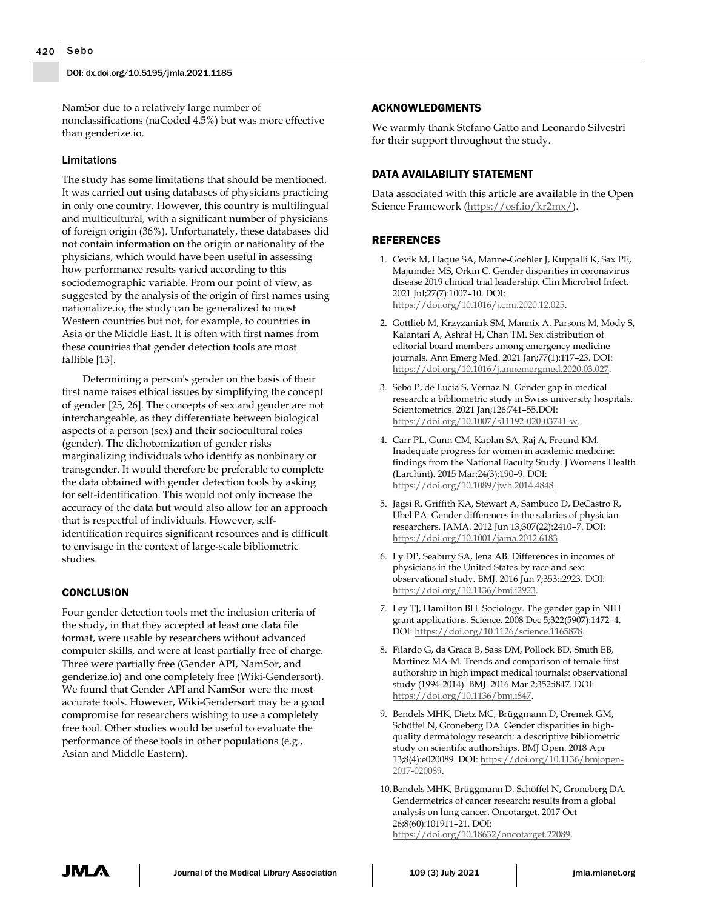NamSor due to a relatively large number of nonclassifications (naCoded 4.5%) but was more effective than genderize.io.

### Limitations

The study has some limitations that should be mentioned. It was carried out using databases of physicians practicing in only one country. However, this country is multilingual and multicultural, with a significant number of physicians of foreign origin (36%). Unfortunately, these databases did not contain information on the origin or nationality of the physicians, which would have been useful in assessing how performance results varied according to this sociodemographic variable. From our point of view, as suggested by the analysis of the origin of first names using nationalize.io, the study can be generalized to most Western countries but not, for example, to countries in Asia or the Middle East. It is often with first names from these countries that gender detection tools are most fallible [13].

Determining a person's gender on the basis of their first name raises ethical issues by simplifying the concept of gender [25, 26]. The concepts of sex and gender are not interchangeable, as they differentiate between biological aspects of a person (sex) and their sociocultural roles (gender). The dichotomization of gender risks marginalizing individuals who identify as nonbinary or transgender. It would therefore be preferable to complete the data obtained with gender detection tools by asking for self-identification. This would not only increase the accuracy of the data but would also allow for an approach that is respectful of individuals. However, self-identification requires significant resources and is difficult to envisage in the context of large-scale bibliometric studies.

## CONCLUSION

Four gender detection tools met the inclusion criteria of the study, in that they accepted at least one data file format, were usable by researchers without advanced computer skills, and were at least partially free of charge. Three were partially free (Gender API, NamSor, and genderize.io) and one completely free (Wiki-Gendersort). We found that Gender API and NamSor were the most accurate tools. However, Wiki-Gendersort may be a good compromise for researchers wishing to use a completely free tool. Other studies would be useful to evaluate the performance of these tools in other populations (e.g., Asian and Middle Eastern).

## ACKNOWLEDGMENTS

We warmly thank Stefano Gatto and Leonardo Silvestri for their support throughout the study.

## DATA AVAILABILITY STATEMENT

Data associated with this article are available in the Open Science Framework (https://osf.io/kr2mx/).

## REFERENCES

1. Cevik M, Haque SA, Manne-Goehler J, Kuppalli K, Sax PE, Majumder MS, Orkin C. Gender disparities in coronavirus disease 2019 clinical trial leadership. Clin Microbiol Infect. 2021 Jul;27(7):1007–10. DOI: https://doi.org/10.1016/j.cmi.2020.12.025.
2. Gottlieb M, Krzyzaniak SM, Mannix A, Parsons M, Mody S, Kalantari A, Ashraf H, Chan TM. Sex distribution of editorial board members among emergency medicine journals. Ann Emerg Med. 2021 Jan;77(1):117–23. DOI: https://doi.org/10.1016/j.annemergmed.2020.03.027.
3. Sebo P, de Lucia S, Vernaz N. Gender gap in medical research: a bibliometric study in Swiss university hospitals. Scientometrics. 2021 Jan;126:741–55.DOI: https://doi.org/10.1007/s11192-020-03741-w.
4. Carr PL, Gunn CM, Kaplan SA, Raj A, Freund KM. Inadequate progress for women in academic medicine: findings from the National Faculty Study. J Womens Health (Larchmt). 2015 Mar;24(3):190–9. DOI: https://doi.org/10.1089/jwh.2014.4848.
5. Jagsi R, Griffith KA, Stewart A, Sambuco D, DeCastro R, Ubel PA. Gender differences in the salaries of physician researchers. JAMA. 2012 Jun 13;307(22):2410–7. DOI: https://doi.org/10.1001/jama.2012.6183.
6. Ly DP, Seabury SA, Jena AB. Differences in incomes of physicians in the United States by race and sex: observational study. BMJ. 2016 Jun 7;353:i2923. DOI: https://doi.org/10.1136/bmj.i2923.
7. Ley TJ, Hamilton BH. Sociology. The gender gap in NIH grant applications. Science. 2008 Dec 5;322(5907):1472–4. DOI: https://doi.org/10.1126/science.1165878.
8. Filardo G, da Graca B, Sass DM, Pollock BD, Smith EB, Martinez MA-M. Trends and comparison of female first authorship in high impact medical journals: observational study (1994-2014). BMJ. 2016 Mar 2;352:i847. DOI: https://doi.org/10.1136/bmj.i847.
9. Bendels MHK, Dietz MC, Brüggmann D, Oremek GM, Schöffel N, Groneberg DA. Gender disparities in high-quality dermatology research: a descriptive bibliometric study on scientific authorships. BMJ Open. 2018 Apr 13;8(4):e020089. DOI: https://doi.org/10.1136/bmjopen-2017-020089.
10. Bendels MHK, Brüggmann D, Schöffel N, Groneberg DA. Gendermetrics of cancer research: results from a global analysis on lung cancer. Oncotarget. 2017 Oct 26;8(60):101911–21. DOI: https://doi.org/10.18632/oncotarget.22089.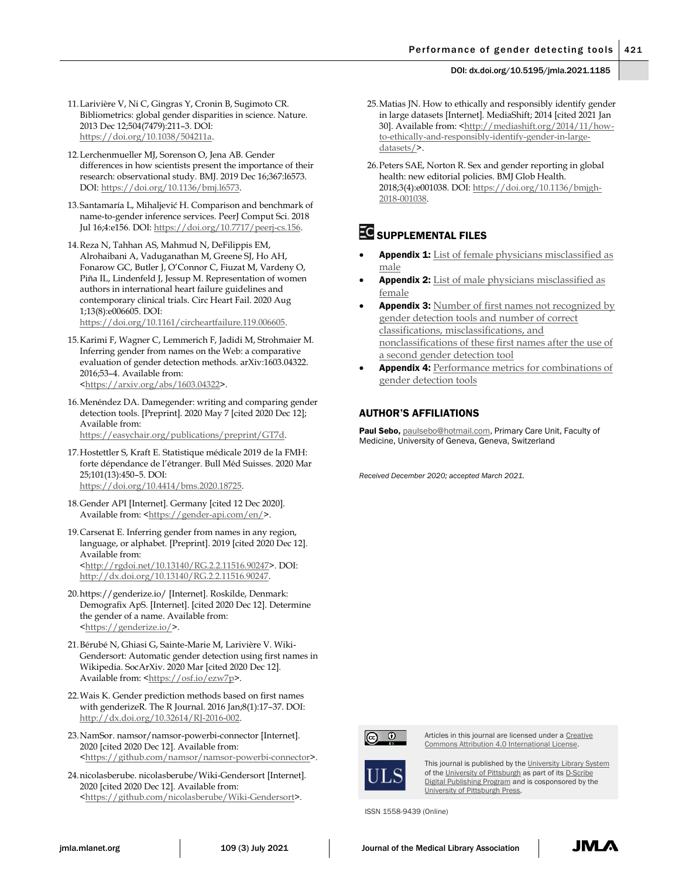11. Larivière V, Ni C, Gingras Y, Cronin B, Sugimoto CR. Bibliometrics: global gender disparities in science. Nature. 2013 Dec 12;504(7479):211–3. DOI: https://doi.org/10.1038/504211a.

12. Lerchenmueller MJ, Sorenson O, Jena AB. Gender differences in how scientists present the importance of their research: observational study. BMJ. 2019 Dec 16;367:l6573. DOI: https://doi.org/10.1136/bmj.l6573.

13. Santamaría L, Mihaljević H. Comparison and benchmark of name-to-gender inference services. PeerJ Comput Sci. 2018 Jul 16;4:e156. DOI: https://doi.org/10.7717/peerj-cs.156.

14. Reza N, Tahhan AS, Mahmud N, DeFilippis EM, Alrohaibani A, Vaduganathan M, Greene SJ, Ho AH, Fonarow GC, Butler J, O'Connor C, Fiuzat M, Vardeny O, Piña IL, Lindenfeld J, Jessup M. Representation of women authors in international heart failure guidelines and contemporary clinical trials. Circ Heart Fail. 2020 Aug 1;13(8):e006605. DOI: https://doi.org/10.1161/circheartfailure.119.006605.

15. Karimi F, Wagner C, Lemmerich F, Jadidi M, Strohmaier M. Inferring gender from names on the Web: a comparative evaluation of gender detection methods. arXiv:1603.04322. 2016;53–4. Available from: <https://arxiv.org/abs/1603.04322>.

16. Menéndez DA. Damegender: writing and comparing gender detection tools. [Preprint]. 2020 May 7 [cited 2020 Dec 12]; Available from: https://easychair.org/publications/preprint/GT7d.

17. Hostettler S, Kraft E. Statistique médicale 2019 de la FMH: forte dépendance de l'étranger. Bull Méd Suisses. 2020 Mar 25;101(13):450–5. DOI: https://doi.org/10.4414/bms.2020.18725.

18. Gender API [Internet]. Germany [cited 12 Dec 2020]. Available from: <https://gender-api.com/en/>.

19. Carsenat E. Inferring gender from names in any region, language, or alphabet. [Preprint]. 2019 [cited 2020 Dec 12]. Available from: <http://rgdoi.net/10.13140/RG.2.2.11516.90247>. DOI: http://dx.doi.org/10.13140/RG.2.2.11516.90247.

20. https://genderize.io/ [Internet]. Roskilde, Denmark: Demografix ApS. [Internet]. [cited 2020 Dec 12]. Determine the gender of a name. Available from: <https://genderize.io/>.

21. Bérubé N, Ghiasi G, Sainte-Marie M, Larivière V. Wiki-Gendersort: Automatic gender detection using first names in Wikipedia. SocArXiv. 2020 Mar [cited 2020 Dec 12]. Available from: <https://osf.io/ezw7p>.

22. Wais K. Gender prediction methods based on first names with genderizeR. The R Journal. 2016 Jan;8(1):17–37. DOI: http://dx.doi.org/10.32614/RJ-2016-002.

23. NamSor. namsor/namsor-powerbi-connector [Internet]. 2020 [cited 2020 Dec 12]. Available from: <https://github.com/namsor/namsor-powerbi-connector>.

24. nicolasberube. nicolasberube/Wiki-Gendersort [Internet]. 2020 [cited 2020 Dec 12]. Available from: <https://github.com/nicolasberube/Wiki-Gendersort>.

25. Matias JN. How to ethically and responsibly identify gender in large datasets [Internet]. MediaShift; 2014 [cited 2021 Jan 30]. Available from: <http://mediashift.org/2014/11/how-to-ethically-and-responsibly-identify-gender-in-large-datasets/>.

26. Peters SAE, Norton R. Sex and gender reporting in global health: new editorial policies. BMJ Glob Health. 2018;3(4):e001038. DOI: https://doi.org/10.1136/bmjgh-2018-001038.

## SUPPLEMENTAL FILES

- **Appendix 1:** List of female physicians misclassified as male
- **Appendix 2:** List of male physicians misclassified as female
- **Appendix 3:** Number of first names not recognized by gender detection tools and number of correct classifications, misclassifications, and nonclassifications of these first names after the use of a second gender detection tool
- **Appendix 4:** Performance metrics for combinations of gender detection tools

## AUTHOR'S AFFILIATIONS

**Paul Sebo,** paulsebo@hotmail.com, Primary Care Unit, Faculty of Medicine, University of Geneva, Geneva, Switzerland

*Received December 2020; accepted March 2021.*

Articles in this journal are licensed under a Creative Commons Attribution 4.0 International License.

This journal is published by the University Library System of the University of Pittsburgh as part of its D-Scribe Digital Publishing Program and is cosponsored by the University of Pittsburgh Press.

ISSN 1558-9439 (Online)